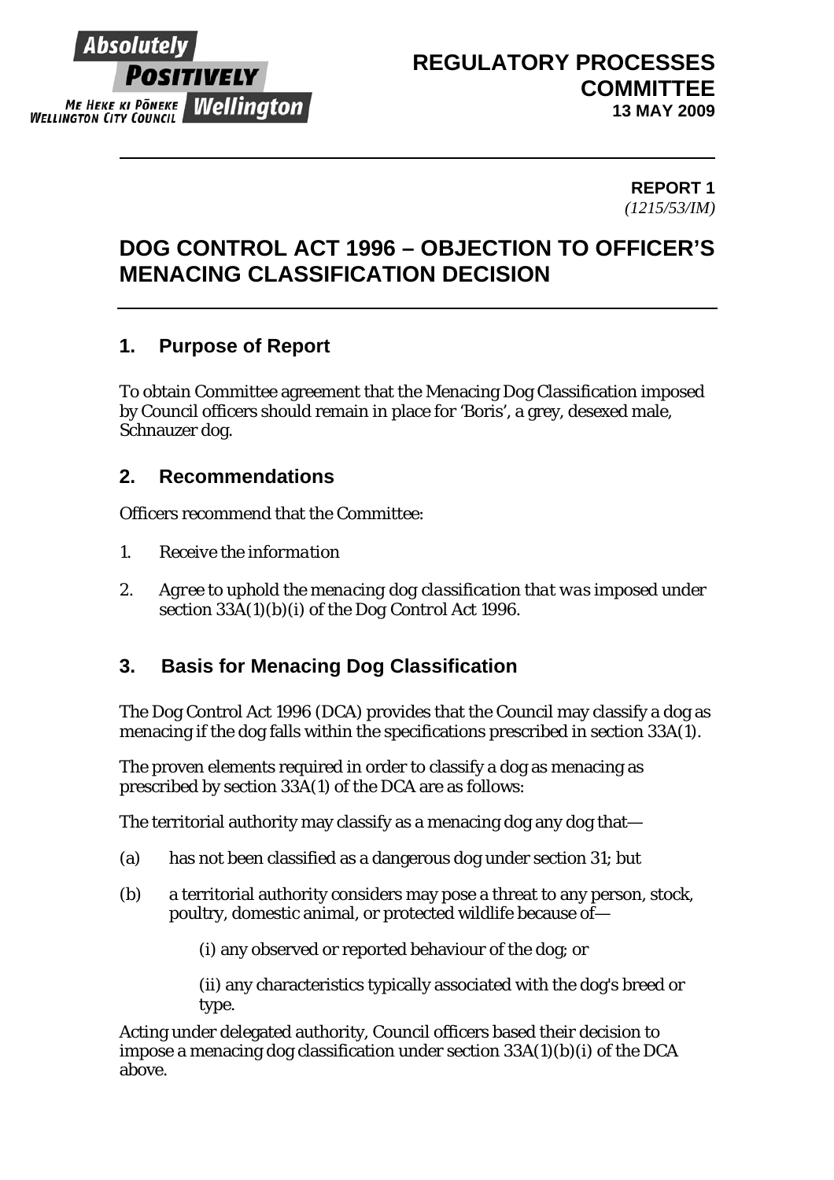Absolutely **POSITIVELY** Wellington
ME HEKE KI PŌNEKE
WELLINGTON CITY COUNCIL

**REGULATORY PROCESSES COMMITTEE**
**13 MAY 2009**

**REPORT 1**
*(1215/53/IM)*

# DOG CONTROL ACT 1996 – OBJECTION TO OFFICER'S MENACING CLASSIFICATION DECISION

## 1. Purpose of Report

To obtain Committee agreement that the Menacing Dog Classification imposed by Council officers should remain in place for 'Boris', a grey, desexed male, Schnauzer dog.

## 2. Recommendations

Officers recommend that the Committee:

1. *Receive the information*
2. *Agree to uphold the menacing dog classification that was imposed under section 33A(1)(b)(i) of the Dog Control Act 1996.*

## 3. Basis for Menacing Dog Classification

The Dog Control Act 1996 (DCA) provides that the Council may classify a dog as menacing if the dog falls within the specifications prescribed in section 33A(1).

The proven elements required in order to classify a dog as menacing as prescribed by section 33A(1) of the DCA are as follows:

The territorial authority may classify as a menacing dog any dog that—

(a) has not been classified as a dangerous dog under section 31; but

(b) a territorial authority considers may pose a threat to any person, stock, poultry, domestic animal, or protected wildlife because of—

(i) any observed or reported behaviour of the dog; or

(ii) any characteristics typically associated with the dog's breed or type.

Acting under delegated authority, Council officers based their decision to impose a menacing dog classification under section 33A(1)(b)(i) of the DCA above.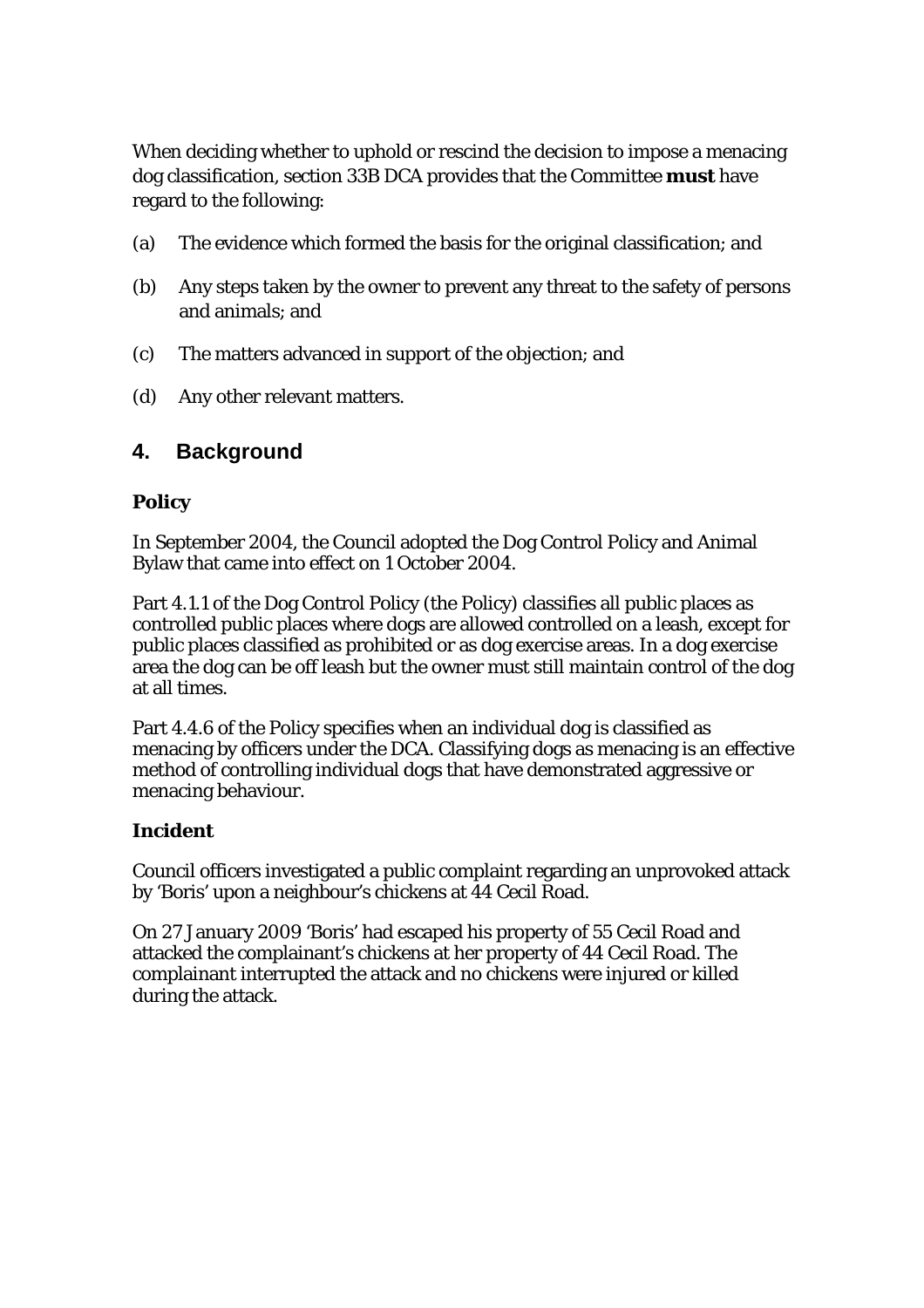When deciding whether to uphold or rescind the decision to impose a menacing dog classification, section 33B DCA provides that the Committee **must** have regard to the following:

(a) The evidence which formed the basis for the original classification; and

(b) Any steps taken by the owner to prevent any threat to the safety of persons and animals; and

(c) The matters advanced in support of the objection; and

(d) Any other relevant matters.

## 4. Background

### Policy

In September 2004, the Council adopted the Dog Control Policy and Animal Bylaw that came into effect on 1 October 2004.

Part 4.1.1 of the Dog Control Policy (the Policy) classifies all public places as controlled public places where dogs are allowed controlled on a leash, except for public places classified as prohibited or as dog exercise areas. In a dog exercise area the dog can be off leash but the owner must still maintain control of the dog at all times.

Part 4.4.6 of the Policy specifies when an individual dog is classified as menacing by officers under the DCA. Classifying dogs as menacing is an effective method of controlling individual dogs that have demonstrated aggressive or menacing behaviour.

### Incident

Council officers investigated a public complaint regarding an unprovoked attack by 'Boris' upon a neighbour's chickens at 44 Cecil Road.

On 27 January 2009 'Boris' had escaped his property of 55 Cecil Road and attacked the complainant's chickens at her property of 44 Cecil Road. The complainant interrupted the attack and no chickens were injured or killed during the attack.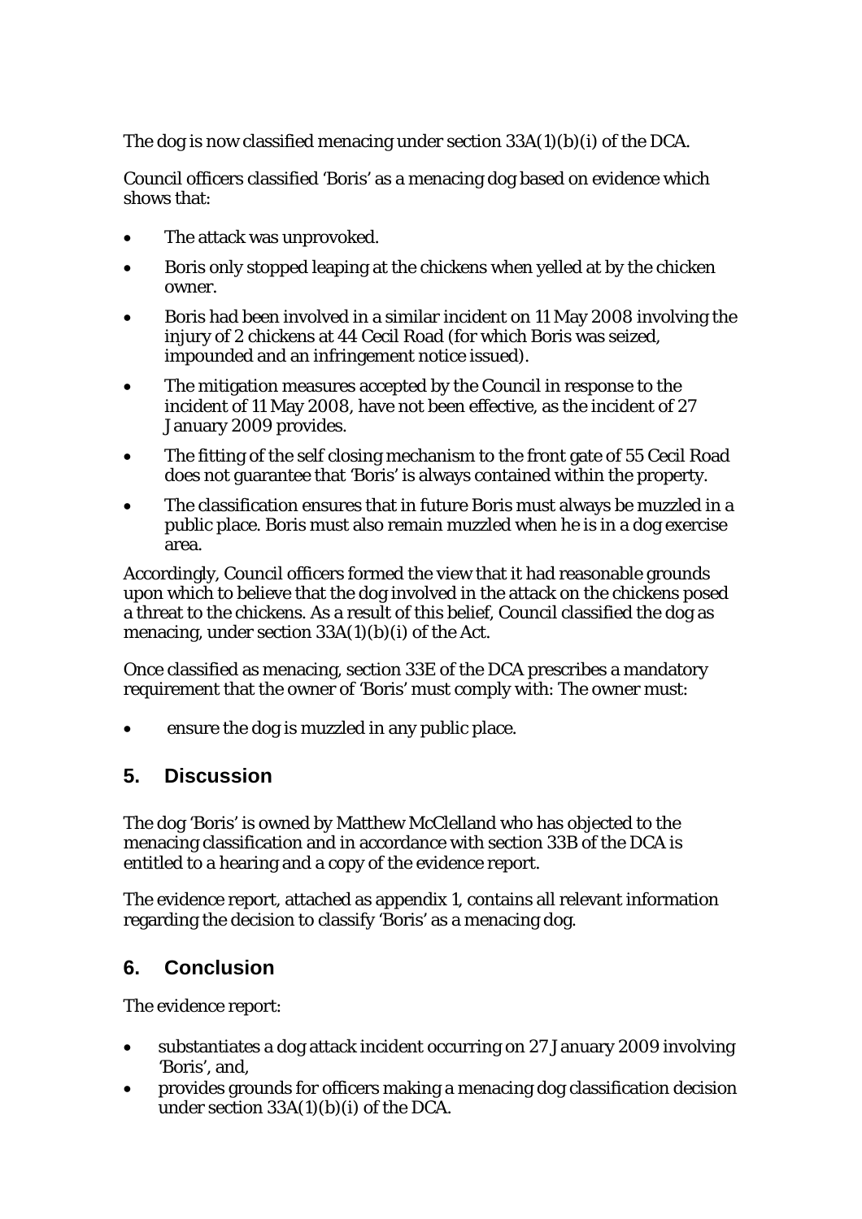The dog is now classified menacing under section 33A(1)(b)(i) of the DCA.

Council officers classified 'Boris' as a menacing dog based on evidence which shows that:

- The attack was unprovoked.
- Boris only stopped leaping at the chickens when yelled at by the chicken owner.
- Boris had been involved in a similar incident on 11 May 2008 involving the injury of 2 chickens at 44 Cecil Road (for which Boris was seized, impounded and an infringement notice issued).
- The mitigation measures accepted by the Council in response to the incident of 11 May 2008, have not been effective, as the incident of 27 January 2009 provides.
- The fitting of the self closing mechanism to the front gate of 55 Cecil Road does not guarantee that 'Boris' is always contained within the property.
- The classification ensures that in future Boris must always be muzzled in a public place. Boris must also remain muzzled when he is in a dog exercise area.

Accordingly, Council officers formed the view that it had reasonable grounds upon which to believe that the dog involved in the attack on the chickens posed a threat to the chickens. As a result of this belief, Council classified the dog as menacing, under section 33A(1)(b)(i) of the Act.

Once classified as menacing, section 33E of the DCA prescribes a mandatory requirement that the owner of 'Boris' must comply with: The owner must:

- ensure the dog is muzzled in any public place.

## 5. Discussion

The dog 'Boris' is owned by Matthew McClelland who has objected to the menacing classification and in accordance with section 33B of the DCA is entitled to a hearing and a copy of the evidence report.

The evidence report, attached as appendix 1, contains all relevant information regarding the decision to classify 'Boris' as a menacing dog.

## 6. Conclusion

The evidence report:

- substantiates a dog attack incident occurring on 27 January 2009 involving 'Boris', and,
- provides grounds for officers making a menacing dog classification decision under section 33A(1)(b)(i) of the DCA.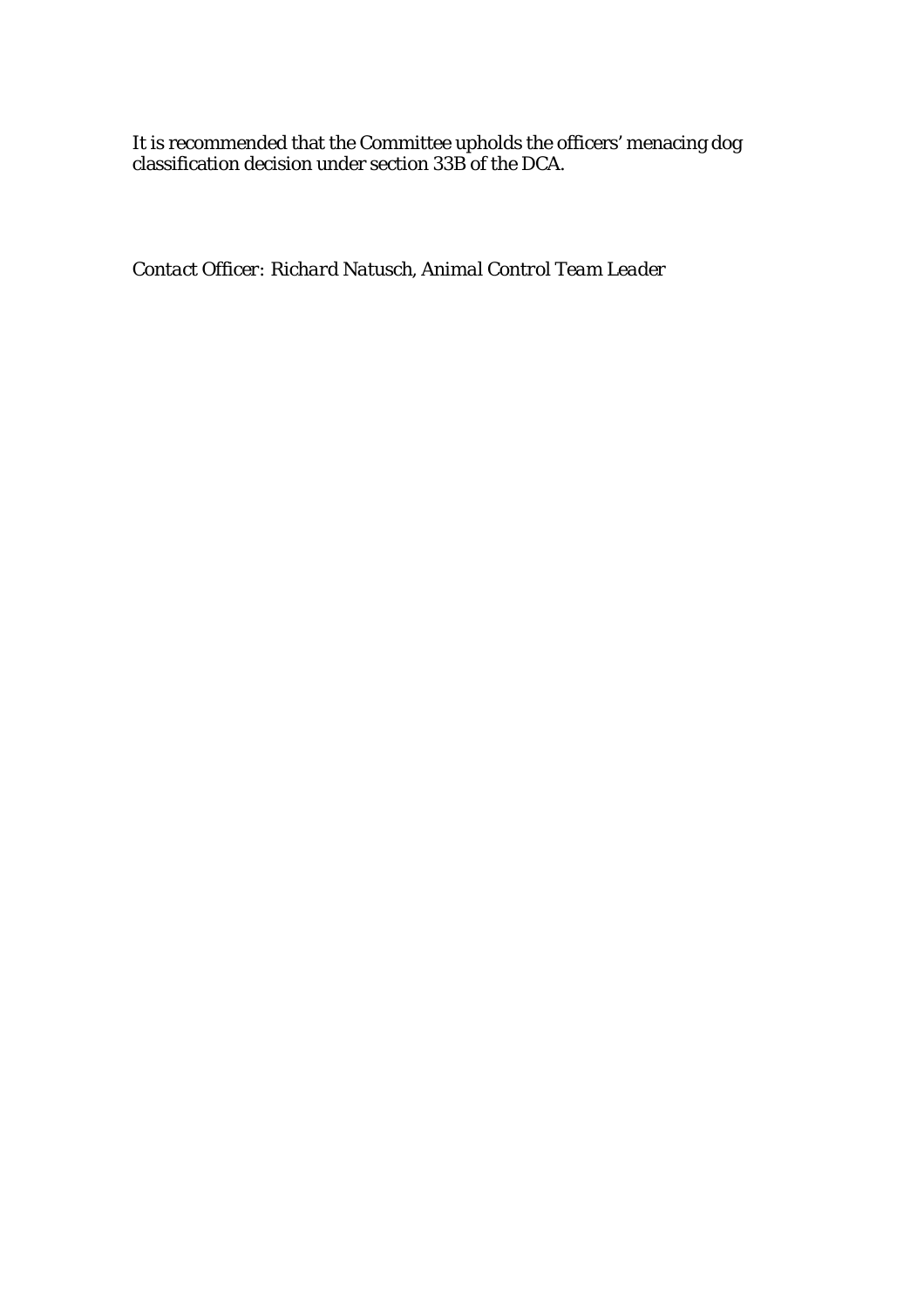It is recommended that the Committee upholds the officers' menacing dog classification decision under section 33B of the DCA.

*Contact Officer: Richard Natusch, Animal Control Team Leader*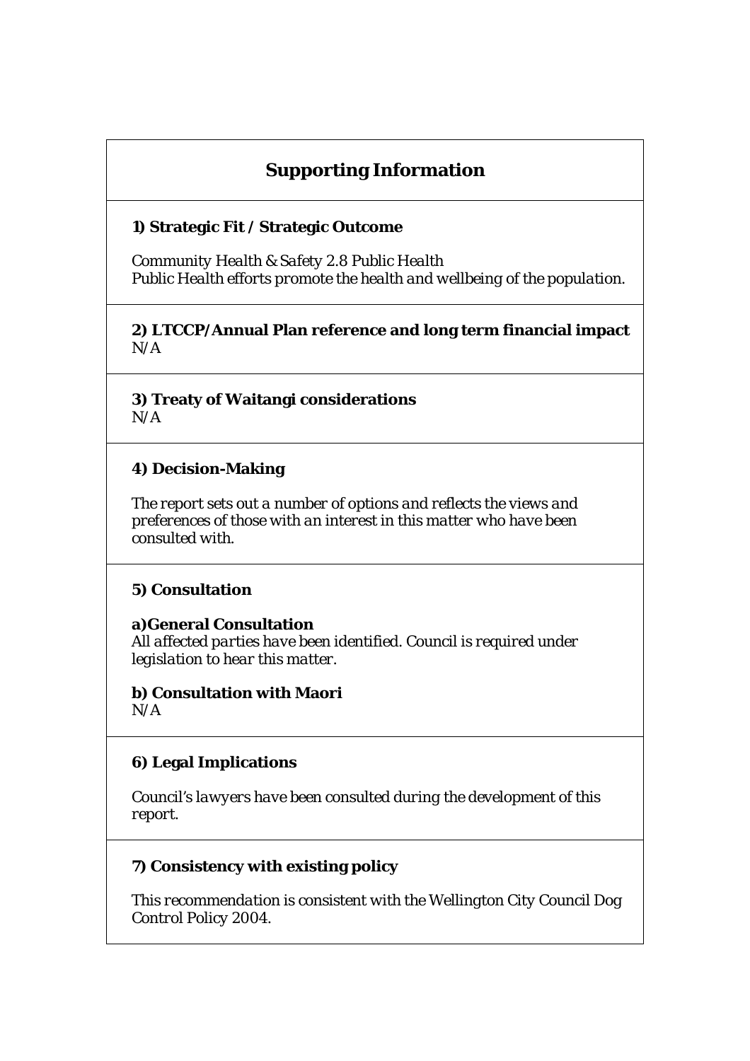## Supporting Information

### 1) Strategic Fit / Strategic Outcome

*Community Health & Safety 2.8 Public Health*
*Public Health efforts promote the health and wellbeing of the population.*

### 2) LTCCP/Annual Plan reference and long term financial impact

*N/A*

### 3) Treaty of Waitangi considerations

*N/A*

### 4) Decision-Making

*The report sets out a number of options and reflects the views and preferences of those with an interest in this matter who have been consulted with.*

### 5) Consultation

**a)General Consultation**
*All affected parties have been identified. Council is required under legislation to hear this matter.*

**b) Consultation with Maori**
*N/A*

### 6) Legal Implications

*Council's lawyers have been consulted during the development of this report.*

### 7) Consistency with existing policy

*This recommendation is consistent with the Wellington City Council Dog Control Policy 2004.*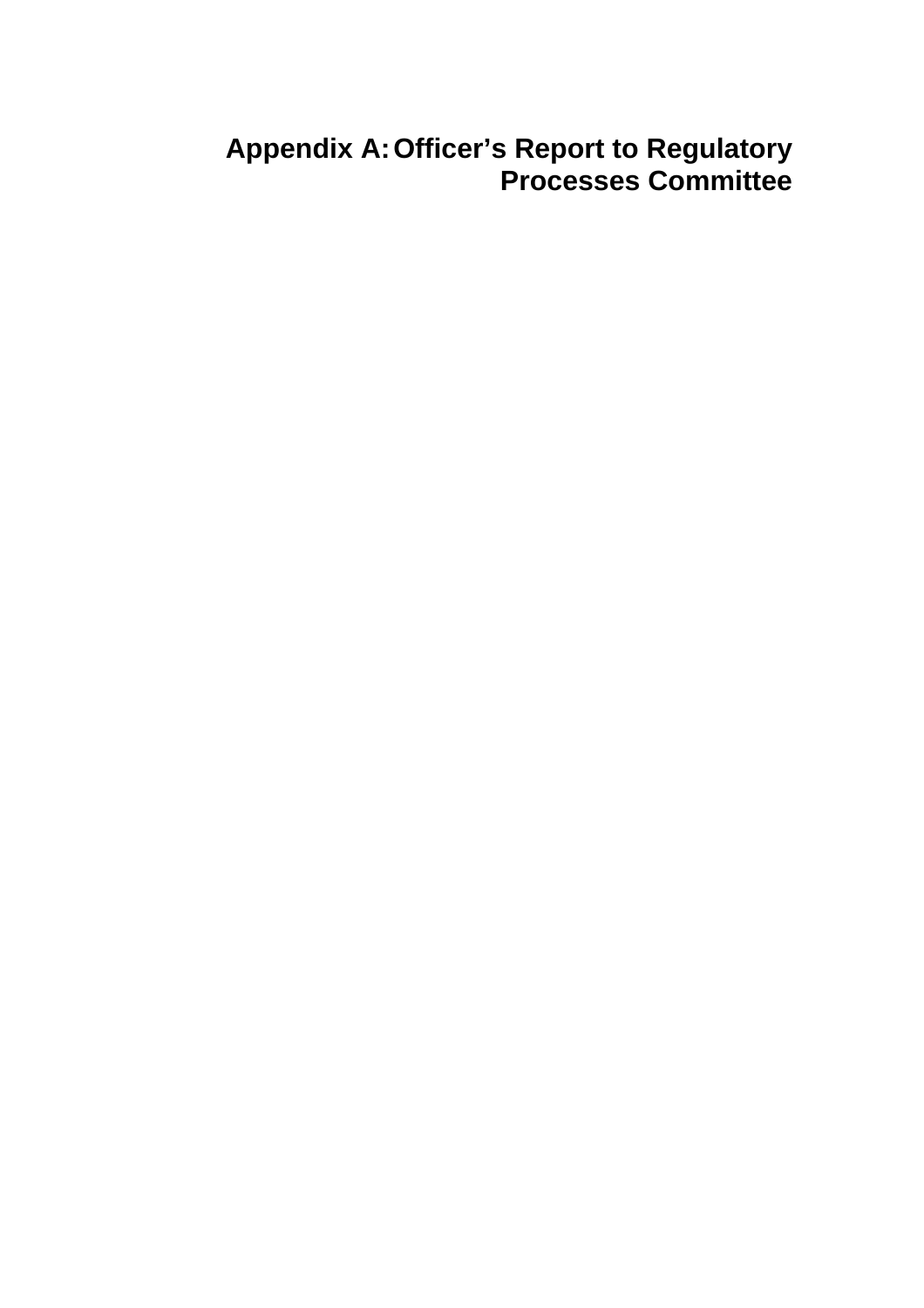# Appendix A: Officer's Report to Regulatory Processes Committee